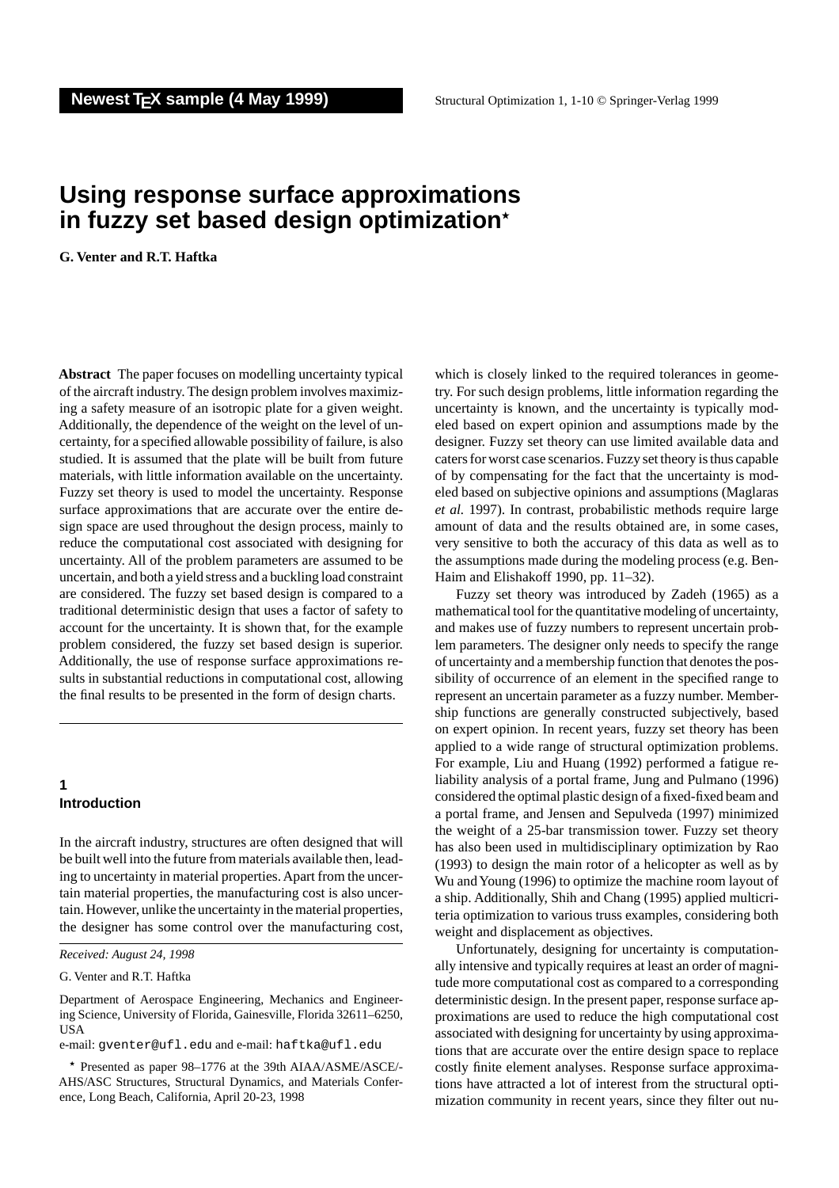# Using response surface approximations in fuzzy set based design optimization*

**G. Venter and R.T. Haftka**

**Abstract** The paper focuses on modelling uncertainty typical of the aircraft industry. The design problem involves maximizing a safety measure of an isotropic plate for a given weight. Additionally, the dependence of the weight on the level of uncertainty, for a specified allowable possibility of failure, is also studied. It is assumed that the plate will be built from future materials, with little information available on the uncertainty. Fuzzy set theory is used to model the uncertainty. Response surface approximations that are accurate over the entire design space are used throughout the design process, mainly to reduce the computational cost associated with designing for uncertainty. All of the problem parameters are assumed to be uncertain, and both a yield stress and a buckling load constraint are considered. The fuzzy set based design is compared to a traditional deterministic design that uses a factor of safety to account for the uncertainty. It is shown that, for the example problem considered, the fuzzy set based design is superior. Additionally, the use of response surface approximations results in substantial reductions in computational cost, allowing the final results to be presented in the form of design charts.

## 1 Introduction

In the aircraft industry, structures are often designed that will be built well into the future from materials available then, leading to uncertainty in material properties. Apart from the uncertain material properties, the manufacturing cost is also uncertain. However, unlike the uncertainty in the material properties, the designer has some control over the manufacturing cost, which is closely linked to the required tolerances in geometry. For such design problems, little information regarding the uncertainty is known, and the uncertainty is typically modeled based on expert opinion and assumptions made by the designer. Fuzzy set theory can use limited available data and caters for worst case scenarios. Fuzzy set theory is thus capable of by compensating for the fact that the uncertainty is modeled based on subjective opinions and assumptions (Maglaras *et al.* 1997). In contrast, probabilistic methods require large amount of data and the results obtained are, in some cases, very sensitive to both the accuracy of this data as well as to the assumptions made during the modeling process (e.g. Ben-Haim and Elishakoff 1990, pp. 11–32).

Fuzzy set theory was introduced by Zadeh (1965) as a mathematical tool for the quantitative modeling of uncertainty, and makes use of fuzzy numbers to represent uncertain problem parameters. The designer only needs to specify the range of uncertainty and a membership function that denotes the possibility of occurrence of an element in the specified range to represent an uncertain parameter as a fuzzy number. Membership functions are generally constructed subjectively, based on expert opinion. In recent years, fuzzy set theory has been applied to a wide range of structural optimization problems. For example, Liu and Huang (1992) performed a fatigue reliability analysis of a portal frame, Jung and Pulmano (1996) considered the optimal plastic design of a fixed-fixed beam and a portal frame, and Jensen and Sepulveda (1997) minimized the weight of a 25-bar transmission tower. Fuzzy set theory has also been used in multidisciplinary optimization by Rao (1993) to design the main rotor of a helicopter as well as by Wu and Young (1996) to optimize the machine room layout of a ship. Additionally, Shih and Chang (1995) applied multicriteria optimization to various truss examples, considering both weight and displacement as objectives.

Unfortunately, designing for uncertainty is computationally intensive and typically requires at least an order of magnitude more computational cost as compared to a corresponding deterministic design. In the present paper, response surface approximations are used to reduce the high computational cost associated with designing for uncertainty by using approximations that are accurate over the entire design space to replace costly finite element analyses. Response surface approximations have attracted a lot of interest from the structural optimization community in recent years, since they filter out nu-

*Received: August 24, 1998*

G. Venter and R.T. Haftka

Department of Aerospace Engineering, Mechanics and Engineering Science, University of Florida, Gainesville, Florida 32611–6250, USA

e-mail: gventer@ufl.edu and e-mail: haftka@ufl.edu

* Presented as paper 98–1776 at the 39th AIAA/ASME/ASCE/-AHS/ASC Structures, Structural Dynamics, and Materials Conference, Long Beach, California, April 20-23, 1998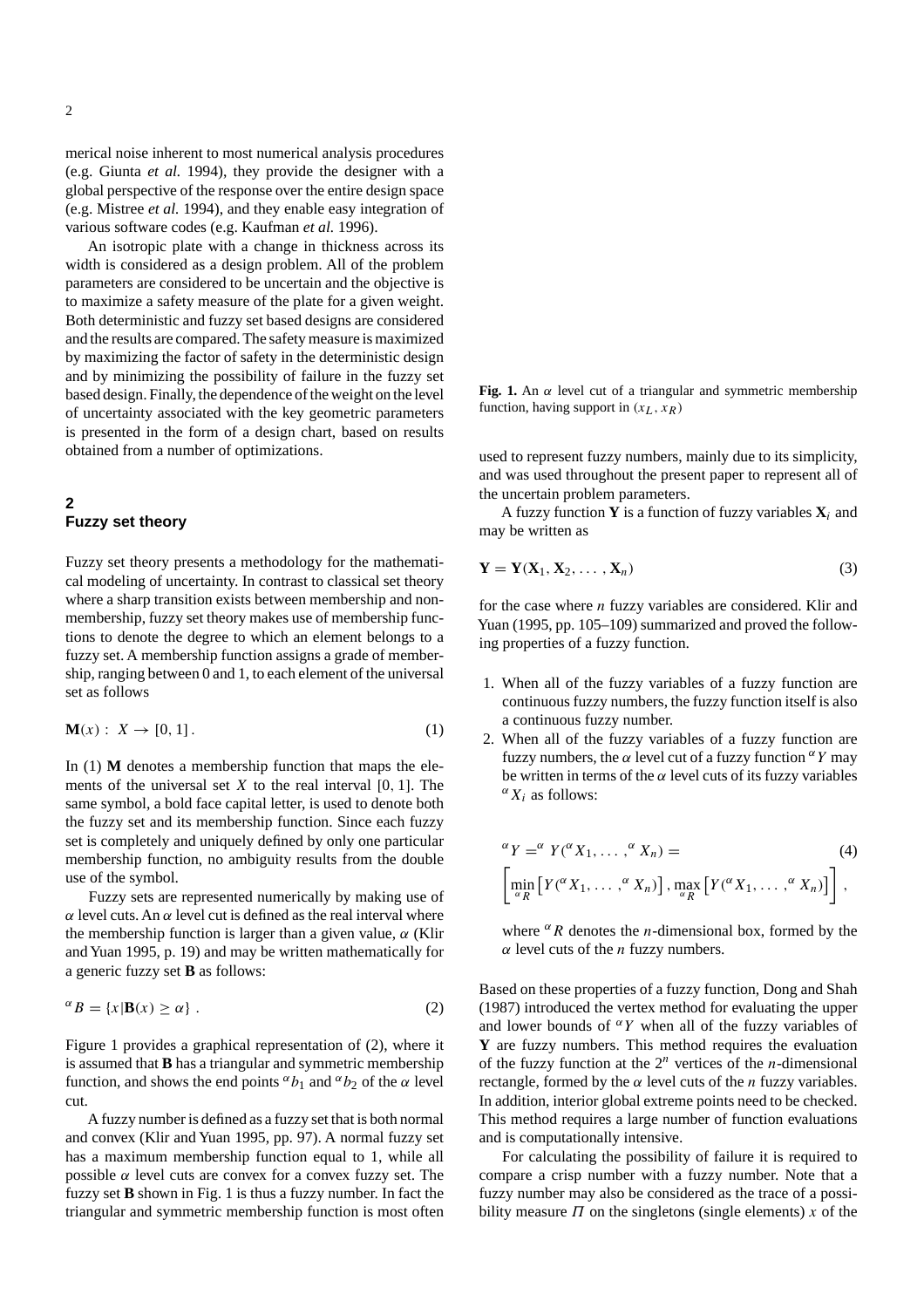merical noise inherent to most numerical analysis procedures (e.g. Giunta *et al.* 1994), they provide the designer with a global perspective of the response over the entire design space (e.g. Mistree *et al.* 1994), and they enable easy integration of various software codes (e.g. Kaufman *et al.* 1996).

An isotropic plate with a change in thickness across its width is considered as a design problem. All of the problem parameters are considered to be uncertain and the objective is to maximize a safety measure of the plate for a given weight. Both deterministic and fuzzy set based designs are considered and the results are compared. The safety measure is maximized by maximizing the factor of safety in the deterministic design and by minimizing the possibility of failure in the fuzzy set based design. Finally, the dependence of the weight on the level of uncertainty associated with the key geometric parameters is presented in the form of a design chart, based on results obtained from a number of optimizations.

## 2 Fuzzy set theory

Fuzzy set theory presents a methodology for the mathematical modeling of uncertainty. In contrast to classical set theory where a sharp transition exists between membership and nonmembership, fuzzy set theory makes use of membership functions to denote the degree to which an element belongs to a fuzzy set. A membership function assigns a grade of membership, ranging between 0 and 1, to each element of the universal set as follows

$$\mathbf{M}(x) : \; X \to [0, 1] \, . \tag{1}$$

In (1) **M** denotes a membership function that maps the elements of the universal set $X$ to the real interval $[0, 1]$. The same symbol, a bold face capital letter, is used to denote both the fuzzy set and its membership function. Since each fuzzy set is completely and uniquely defined by only one particular membership function, no ambiguity results from the double use of the symbol.

Fuzzy sets are represented numerically by making use of $\alpha$ level cuts. An $\alpha$ level cut is defined as the real interval where the membership function is larger than a given value, $\alpha$ (Klir and Yuan 1995, p. 19) and may be written mathematically for a generic fuzzy set **B** as follows:

$${}^{\alpha}B = \{x | \mathbf{B}(x) \geq \alpha\} \, . \tag{2}$$

Figure 1 provides a graphical representation of (2), where it is assumed that **B** has a triangular and symmetric membership function, and shows the end points ${}^{\alpha}b_1$ and ${}^{\alpha}b_2$ of the $\alpha$ level cut.

A fuzzy number is defined as a fuzzy set that is both normal and convex (Klir and Yuan 1995, pp. 97). A normal fuzzy set has a maximum membership function equal to 1, while all possible $\alpha$ level cuts are convex for a convex fuzzy set. The fuzzy set **B** shown in Fig. 1 is thus a fuzzy number. In fact the triangular and symmetric membership function is most often used to represent fuzzy numbers, mainly due to its simplicity, and was used throughout the present paper to represent all of the uncertain problem parameters.

**Fig. 1.** An $\alpha$ level cut of a triangular and symmetric membership function, having support in $(x_L, x_R)$

A fuzzy function **Y** is a function of fuzzy variables $\mathbf{X}_i$ and may be written as

$$\mathbf{Y} = \mathbf{Y}(\mathbf{X}_1, \mathbf{X}_2, \ldots, \mathbf{X}_n) \tag{3}$$

for the case where $n$ fuzzy variables are considered. Klir and Yuan (1995, pp. 105–109) summarized and proved the following properties of a fuzzy function.

1. When all of the fuzzy variables of a fuzzy function are continuous fuzzy numbers, the fuzzy function itself is also a continuous fuzzy number.
2. When all of the fuzzy variables of a fuzzy function are fuzzy numbers, the $\alpha$ level cut of a fuzzy function ${}^{\alpha}Y$ may be written in terms of the $\alpha$ level cuts of its fuzzy variables ${}^{\alpha}X_i$ as follows:

$$\begin{aligned} {}^{\alpha}Y &= {}^{\alpha}Y({}^{\alpha}X_1, \ldots, {}^{\alpha}X_n) = \\ &\left[ \min_{{}^{\alpha}R} \left[ Y({}^{\alpha}X_1, \ldots, {}^{\alpha}X_n) \right], \max_{{}^{\alpha}R} \left[ Y({}^{\alpha}X_1, \ldots, {}^{\alpha}X_n) \right] \right], \end{aligned} \tag{4}$$

   where ${}^{\alpha}R$ denotes the $n$-dimensional box, formed by the $\alpha$ level cuts of the $n$ fuzzy numbers.

Based on these properties of a fuzzy function, Dong and Shah (1987) introduced the vertex method for evaluating the upper and lower bounds of ${}^{\alpha}Y$ when all of the fuzzy variables of **Y** are fuzzy numbers. This method requires the evaluation of the fuzzy function at the $2^n$ vertices of the $n$-dimensional rectangle, formed by the $\alpha$ level cuts of the $n$ fuzzy variables. In addition, interior global extreme points need to be checked. This method requires a large number of function evaluations and is computationally intensive.

For calculating the possibility of failure it is required to compare a crisp number with a fuzzy number. Note that a fuzzy number may also be considered as the trace of a possibility measure $\Pi$ on the singletons (single elements) $x$ of the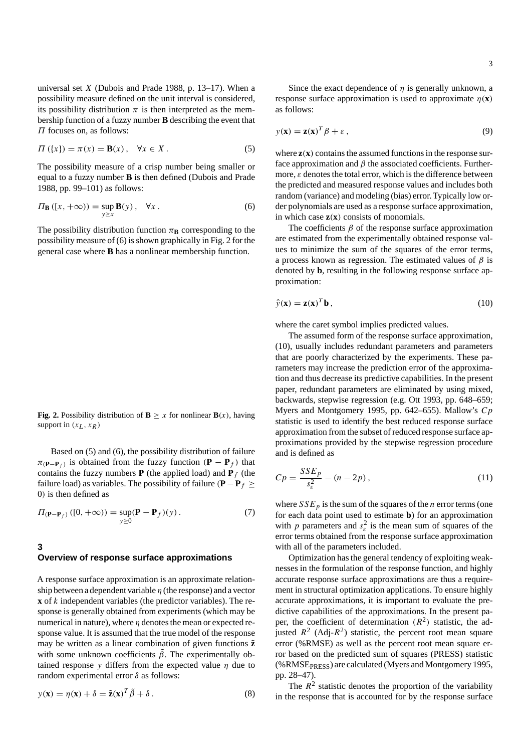universal set $X$ (Dubois and Prade 1988, p. 13–17). When a possibility measure defined on the unit interval is considered, its possibility distribution $\pi$ is then interpreted as the membership function of a fuzzy number **B** describing the event that $\Pi$ focuses on, as follows:

$$\Pi(\{x\}) = \pi(x) = \mathbf{B}(x), \quad \forall x \in X. \tag{5}$$

The possibility measure of a crisp number being smaller or equal to a fuzzy number **B** is then defined (Dubois and Prade 1988, pp. 99–101) as follows:

$$\Pi_{\mathbf{B}}([x, +\infty)) = \sup_{y \geq x} \mathbf{B}(y), \quad \forall x. \tag{6}$$

The possibility distribution function $\pi_{\mathbf{B}}$ corresponding to the possibility measure of (6) is shown graphically in Fig. 2 for the general case where **B** has a nonlinear membership function.

**Fig. 2.** Possibility distribution of $\mathbf{B} \geq x$ for nonlinear $\mathbf{B}(x)$, having support in $(x_L, x_R)$

Based on (5) and (6), the possibility distribution of failure $\pi_{(\mathbf{P}-\mathbf{P}_f)}$ is obtained from the fuzzy function $(\mathbf{P} - \mathbf{P}_f)$ that contains the fuzzy numbers **P** (the applied load) and $\mathbf{P}_f$ (the failure load) as variables. The possibility of failure $(\mathbf{P} - \mathbf{P}_f \geq 0)$ is then defined as

$$\Pi_{(\mathbf{P}-\mathbf{P}_f)}([0, +\infty)) = \sup_{y \geq 0} (\mathbf{P} - \mathbf{P}_f)(y). \tag{7}$$

## 3 Overview of response surface approximations

A response surface approximation is an approximate relationship between a dependent variable $\eta$ (the response) and a vector $\mathbf{x}$ of $k$ independent variables (the predictor variables). The response is generally obtained from experiments (which may be numerical in nature), where $\eta$ denotes the mean or expected response value. It is assumed that the true model of the response may be written as a linear combination of given functions $\tilde{\mathbf{z}}$ with some unknown coefficients $\tilde{\beta}$. The experimentally obtained response $y$ differs from the expected value $\eta$ due to random experimental error $\delta$ as follows:

$$y(\mathbf{x}) = \eta(\mathbf{x}) + \delta = \tilde{\mathbf{z}}(\mathbf{x})^T \tilde{\beta} + \delta. \tag{8}$$

Since the exact dependence of $\eta$ is generally unknown, a response surface approximation is used to approximate $\eta(\mathbf{x})$ as follows:

$$y(\mathbf{x}) = \mathbf{z}(\mathbf{x})^T \beta + \varepsilon, \tag{9}$$

where $\mathbf{z}(\mathbf{x})$ contains the assumed functions in the response surface approximation and $\beta$ the associated coefficients. Furthermore, $\varepsilon$ denotes the total error, which is the difference between the predicted and measured response values and includes both random (variance) and modeling (bias) error. Typically low order polynomials are used as a response surface approximation, in which case $\mathbf{z}(\mathbf{x})$ consists of monomials.

The coefficients $\beta$ of the response surface approximation are estimated from the experimentally obtained response values to minimize the sum of the squares of the error terms, a process known as regression. The estimated values of $\beta$ is denoted by **b**, resulting in the following response surface approximation:

$$\hat{y}(\mathbf{x}) = \mathbf{z}(\mathbf{x})^T \mathbf{b}, \tag{10}$$

where the caret symbol implies predicted values.

The assumed form of the response surface approximation, (10), usually includes redundant parameters and parameters that are poorly characterized by the experiments. These parameters may increase the prediction error of the approximation and thus decrease its predictive capabilities. In the present paper, redundant parameters are eliminated by using mixed, backwards, stepwise regression (e.g. Ott 1993, pp. 648–659; Myers and Montgomery 1995, pp. 642–655). Mallow's $Cp$ statistic is used to identify the best reduced response surface approximation from the subset of reduced response surface approximations provided by the stepwise regression procedure and is defined as

$$Cp = \frac{SSE_p}{s_\varepsilon^2} - (n - 2p), \tag{11}$$

where $SSE_p$ is the sum of the squares of the $n$ error terms (one for each data point used to estimate **b**) for an approximation with $p$ parameters and $s_\varepsilon^2$ is the mean sum of squares of the error terms obtained from the response surface approximation with all of the parameters included.

Optimization has the general tendency of exploiting weaknesses in the formulation of the response function, and highly accurate response surface approximations are thus a requirement in structural optimization applications. To ensure highly accurate approximations, it is important to evaluate the predictive capabilities of the approximations. In the present paper, the coefficient of determination ($R^2$) statistic, the adjusted $R^2$ (Adj-$R^2$) statistic, the percent root mean square error (%RMSE) as well as the percent root mean square error based on the predicted sum of squares (PRESS) statistic (%RMSE$_{\text{PRESS}}$) are calculated (Myers and Montgomery 1995, pp. 28–47).

The $R^2$ statistic denotes the proportion of the variability in the response that is accounted for by the response surface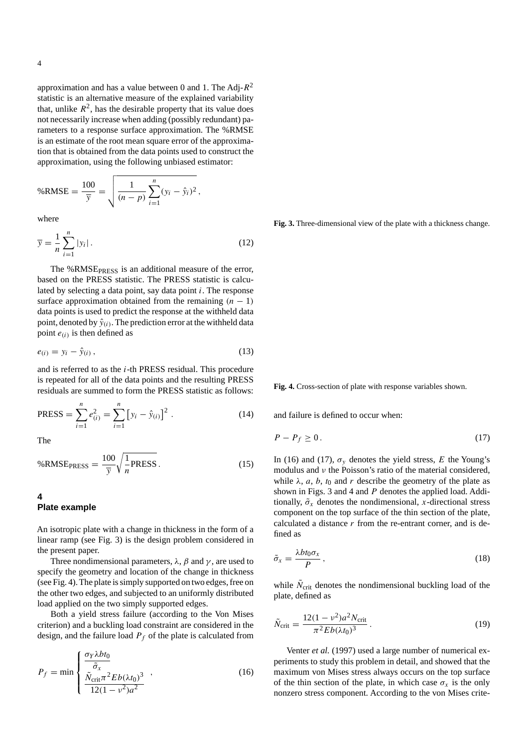approximation and has a value between 0 and 1. The Adj-$R^2$ statistic is an alternative measure of the explained variability that, unlike $R^2$, has the desirable property that its value does not necessarily increase when adding (possibly redundant) parameters to a response surface approximation. The %RMSE is an estimate of the root mean square error of the approximation that is obtained from the data points used to construct the approximation, using the following unbiased estimator:

$$\%\text{RMSE} = \frac{100}{\overline{y}} = \sqrt{\frac{1}{(n-p)}\sum_{i=1}^{n}(y_i - \hat{y}_i)^2}\,,$$

where

$$\overline{y} = \frac{1}{n}\sum_{i=1}^{n}|y_i|\,. \tag{12}$$

The $\%\text{RMSE}_{\text{PRESS}}$ is an additional measure of the error, based on the PRESS statistic. The PRESS statistic is calculated by selecting a data point, say data point $i$. The response surface approximation obtained from the remaining $(n-1)$ data points is used to predict the response at the withheld data point, denoted by $\hat{y}_{(i)}$. The prediction error at the withheld data point $e_{(i)}$ is then defined as

$$e_{(i)} = y_i - \hat{y}_{(i)}\,, \tag{13}$$

and is referred to as the $i$-th PRESS residual. This procedure is repeated for all of the data points and the resulting PRESS residuals are summed to form the PRESS statistic as follows:

$$\text{PRESS} = \sum_{i=1}^{n} e_{(i)}^2 = \sum_{i=1}^{n}\left[y_i - \hat{y}_{(i)}\right]^2\,. \tag{14}$$

The

$$\%\text{RMSE}_{\text{PRESS}} = \frac{100}{\overline{y}}\sqrt{\frac{1}{n}\text{PRESS}}\,. \tag{15}$$

## 4 Plate example

An isotropic plate with a change in thickness in the form of a linear ramp (see Fig. 3) is the design problem considered in the present paper.

Three nondimensional parameters, $\lambda$, $\beta$ and $\gamma$, are used to specify the geometry and location of the change in thickness (see Fig. 4). The plate is simply supported on two edges, free on the other two edges, and subjected to an uniformly distributed load applied on the two simply supported edges.

Both a yield stress failure (according to the Von Mises criterion) and a buckling load constraint are considered in the design, and the failure load $P_f$ of the plate is calculated from

$$P_f = \min\begin{cases}\dfrac{\sigma_Y \lambda b t_0}{\tilde{\sigma}_x}\\[2mm] \dfrac{\tilde{N}_{\text{crit}}\pi^2 E b(\lambda t_0)^3}{12(1-\nu^2)a^2}\end{cases}, \tag{16}$$

**Fig. 3.** Three-dimensional view of the plate with a thickness change.

**Fig. 4.** Cross-section of plate with response variables shown.

and failure is defined to occur when:

$$P - P_f \geq 0\,. \tag{17}$$

In (16) and (17), $\sigma_y$ denotes the yield stress, $E$ the Young's modulus and $\nu$ the Poisson's ratio of the material considered, while $\lambda$, $a$, $b$, $t_0$ and $r$ describe the geometry of the plate as shown in Figs. 3 and 4 and $P$ denotes the applied load. Additionally, $\tilde{\sigma}_x$ denotes the nondimensional, $x$-directional stress component on the top surface of the thin section of the plate, calculated a distance $r$ from the re-entrant corner, and is defined as

$$\tilde{\sigma}_x = \frac{\lambda b t_0 \sigma_x}{P}\,, \tag{18}$$

while $\tilde{N}_{\text{crit}}$ denotes the nondimensional buckling load of the plate, defined as

$$\tilde{N}_{\text{crit}} = \frac{12(1-\nu^2)a^2 N_{\text{crit}}}{\pi^2 E b(\lambda t_0)^3}\,. \tag{19}$$

Venter *et al.* (1997) used a large number of numerical experiments to study this problem in detail, and showed that the maximum von Mises stress always occurs on the top surface of the thin section of the plate, in which case $\sigma_x$ is the only nonzero stress component. According to the von Mises crite-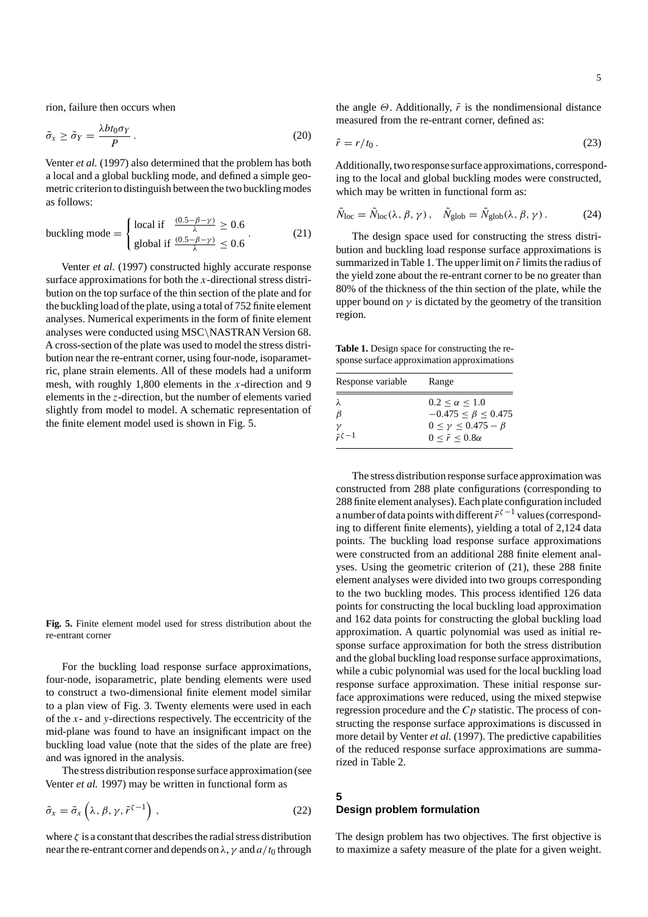rion, failure then occurs when

$$\tilde{\sigma}_x \geq \tilde{\sigma}_Y = \frac{\lambda b t_0 \sigma_Y}{P} . \tag{20}$$

Venter *et al.* (1997) also determined that the problem has both a local and a global buckling mode, and defined a simple geometric criterion to distinguish between the two buckling modes as follows:

$$\text{buckling mode} = \begin{cases} \text{local if } & \frac{(0.5-\beta-\gamma)}{\lambda} \geq 0.6 \\ \text{global if } & \frac{(0.5-\beta-\gamma)}{\lambda} \leq 0.6 \end{cases} . \tag{21}$$

Venter *et al.* (1997) constructed highly accurate response surface approximations for both the $x$-directional stress distribution on the top surface of the thin section of the plate and for the buckling load of the plate, using a total of 752 finite element analyses. Numerical experiments in the form of finite element analyses were conducted using MSC\NASTRAN Version 68. A cross-section of the plate was used to model the stress distribution near the re-entrant corner, using four-node, isoparametric, plane strain elements. All of these models had a uniform mesh, with roughly 1,800 elements in the $x$-direction and 9 elements in the $z$-direction, but the number of elements varied slightly from model to model. A schematic representation of the finite element model used is shown in Fig. 5.

**Fig. 5.** Finite element model used for stress distribution about the re-entrant corner

For the buckling load response surface approximations, four-node, isoparametric, plate bending elements were used to construct a two-dimensional finite element model similar to a plan view of Fig. 3. Twenty elements were used in each of the $x$- and $y$-directions respectively. The eccentricity of the mid-plane was found to have an insignificant impact on the buckling load value (note that the sides of the plate are free) and was ignored in the analysis.

The stress distribution response surface approximation (see Venter *et al.* 1997) may be written in functional form as

$$\tilde{\sigma}_x = \tilde{\sigma}_x \left( \lambda, \beta, \gamma, \tilde{r}^{\zeta-1} \right) , \tag{22}$$

where $\zeta$ is a constant that describes the radial stress distribution near the re-entrant corner and depends on $\lambda$, $\gamma$ and $a/t_0$ through the angle $\Theta$. Additionally, $\tilde{r}$ is the nondimensional distance measured from the re-entrant corner, defined as:

$$\tilde{r} = r/t_0 . \tag{23}$$

Additionally, two response surface approximations, corresponding to the local and global buckling modes were constructed, which may be written in functional form as:

$$\tilde{N}_{\text{loc}} = \tilde{N}_{\text{loc}}(\lambda, \beta, \gamma) , \quad \tilde{N}_{\text{glob}} = \tilde{N}_{\text{glob}}(\lambda, \beta, \gamma) . \tag{24}$$

The design space used for constructing the stress distribution and buckling load response surface approximations is summarized in Table 1. The upper limit on $\tilde{r}$ limits the radius of the yield zone about the re-entrant corner to be no greater than 80% of the thickness of the thin section of the plate, while the upper bound on $\gamma$ is dictated by the geometry of the transition region.

**Table 1.** Design space for constructing the response surface approximation approximations

| Response variable | Range |
|---|---|
| $\lambda$ | $0.2 \leq \alpha \leq 1.0$ |
| $\beta$ | $-0.475 \leq \beta \leq 0.475$ |
| $\gamma$ | $0 \leq \gamma \leq 0.475 - \beta$ |
| $\tilde{r}^{\zeta-1}$ | $0 \leq \tilde{r} \leq 0.8\alpha$ |

The stress distribution response surface approximation was constructed from 288 plate configurations (corresponding to 288 finite element analyses). Each plate configuration included a number of data points with different $\tilde{r}^{\zeta-1}$ values (corresponding to different finite elements), yielding a total of 2,124 data points. The buckling load response surface approximations were constructed from an additional 288 finite element analyses. Using the geometric criterion of (21), these 288 finite element analyses were divided into two groups corresponding to the two buckling modes. This process identified 126 data points for constructing the local buckling load approximation and 162 data points for constructing the global buckling load approximation. A quartic polynomial was used as initial response surface approximation for both the stress distribution and the global buckling load response surface approximations, while a cubic polynomial was used for the local buckling load response surface approximation. These initial response surface approximations were reduced, using the mixed stepwise regression procedure and the $Cp$ statistic. The process of constructing the response surface approximations is discussed in more detail by Venter *et al.* (1997). The predictive capabilities of the reduced response surface approximations are summarized in Table 2.

## 5 Design problem formulation

The design problem has two objectives. The first objective is to maximize a safety measure of the plate for a given weight.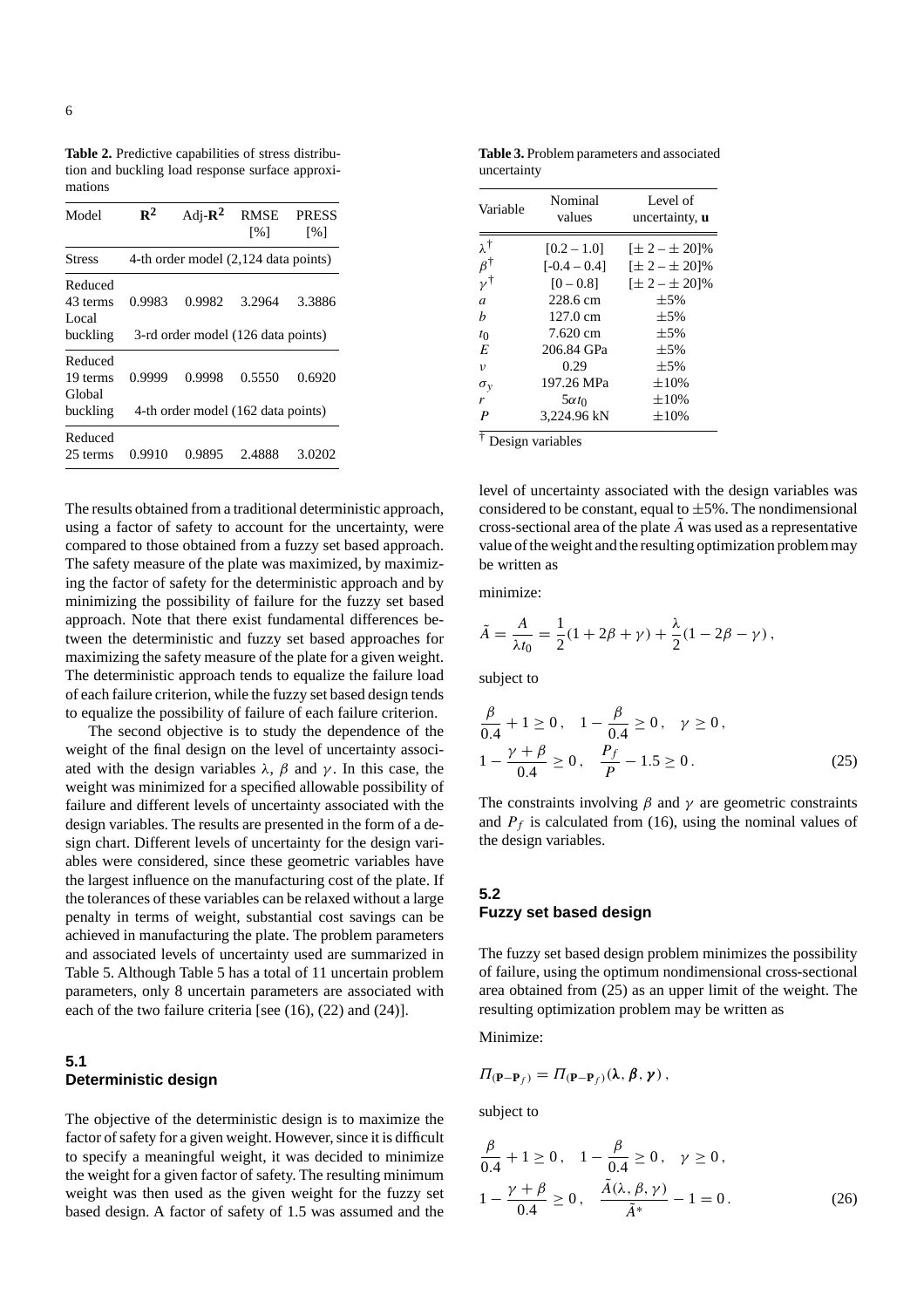**Table 2.** Predictive capabilities of stress distribution and buckling load response surface approximations

| Model | $\mathbf{R^2}$ | Adj-$\mathbf{R^2}$ | RMSE [%] | PRESS [%] |
|---|---|---|---|---|
| Stress | 4-th order model (2,124 data points) | | | |
| Reduced 43 terms | 0.9983 | 0.9982 | 3.2964 | 3.3886 |
| Local buckling | 3-rd order model (126 data points) | | | |
| Reduced 19 terms | 0.9999 | 0.9998 | 0.5550 | 0.6920 |
| Global buckling | 4-th order model (162 data points) | | | |
| Reduced 25 terms | 0.9910 | 0.9895 | 2.4888 | 3.0202 |

The results obtained from a traditional deterministic approach, using a factor of safety to account for the uncertainty, were compared to those obtained from a fuzzy set based approach. The safety measure of the plate was maximized, by maximizing the factor of safety for the deterministic approach and by minimizing the possibility of failure for the fuzzy set based approach. Note that there exist fundamental differences between the deterministic and fuzzy set based approaches for maximizing the safety measure of the plate for a given weight. The deterministic approach tends to equalize the failure load of each failure criterion, while the fuzzy set based design tends to equalize the possibility of failure of each failure criterion.

The second objective is to study the dependence of the weight of the final design on the level of uncertainty associated with the design variables $\lambda$, $\beta$ and $\gamma$. In this case, the weight was minimized for a specified allowable possibility of failure and different levels of uncertainty associated with the design variables. The results are presented in the form of a design chart. Different levels of uncertainty for the design variables were considered, since these geometric variables have the largest influence on the manufacturing cost of the plate. If the tolerances of these variables can be relaxed without a large penalty in terms of weight, substantial cost savings can be achieved in manufacturing the plate. The problem parameters and associated levels of uncertainty used are summarized in Table 5. Although Table 5 has a total of 11 uncertain problem parameters, only 8 uncertain parameters are associated with each of the two failure criteria [see (16), (22) and (24)].

## 5.1 Deterministic design

The objective of the deterministic design is to maximize the factor of safety for a given weight. However, since it is difficult to specify a meaningful weight, it was decided to minimize the weight for a given factor of safety. The resulting minimum weight was then used as the given weight for the fuzzy set based design. A factor of safety of 1.5 was assumed and the

**Table 3.** Problem parameters and associated uncertainty

| Variable | Nominal values | Level of uncertainty, $\mathbf{u}$ |
|---|---|---|
| $\lambda^{\dagger}$ | [0.2 – 1.0] | [$\pm$ 2 – $\pm$ 20]% |
| $\beta^{\dagger}$ | [-0.4 – 0.4] | [$\pm$ 2 – $\pm$ 20]% |
| $\gamma^{\dagger}$ | [0 – 0.8] | [$\pm$ 2 – $\pm$ 20]% |
| $a$ | 228.6 cm | $\pm$5% |
| $b$ | 127.0 cm | $\pm$5% |
| $t_0$ | 7.620 cm | $\pm$5% |
| $E$ | 206.84 GPa | $\pm$5% |
| $\nu$ | 0.29 | $\pm$5% |
| $\sigma_y$ | 197.26 MPa | $\pm$10% |
| $r$ | $5\alpha t_0$ | $\pm$10% |
| $P$ | 3,224.96 kN | $\pm$10% |

† Design variables

level of uncertainty associated with the design variables was considered to be constant, equal to $\pm$5%. The nondimensional cross-sectional area of the plate $\tilde{A}$ was used as a representative value of the weight and the resulting optimization problem may be written as

minimize:

$$\tilde{A} = \frac{A}{\lambda t_0} = \frac{1}{2}(1 + 2\beta + \gamma) + \frac{\lambda}{2}(1 - 2\beta - \gamma)\,,$$

subject to

$$\frac{\beta}{0.4} + 1 \geq 0\,, \quad 1 - \frac{\beta}{0.4} \geq 0\,, \quad \gamma \geq 0\,,$$
$$1 - \frac{\gamma + \beta}{0.4} \geq 0\,, \quad \frac{P_f}{P} - 1.5 \geq 0\,. \tag{25}$$

The constraints involving $\beta$ and $\gamma$ are geometric constraints and $P_f$ is calculated from (16), using the nominal values of the design variables.

## 5.2 Fuzzy set based design

The fuzzy set based design problem minimizes the possibility of failure, using the optimum nondimensional cross-sectional area obtained from (25) as an upper limit of the weight. The resulting optimization problem may be written as

Minimize:

$$\Pi_{(\mathbf{P}-\mathbf{P}_f)} = \Pi_{(\mathbf{P}-\mathbf{P}_f)}(\boldsymbol{\lambda}, \boldsymbol{\beta}, \boldsymbol{\gamma})\,,$$

subject to

$$\frac{\beta}{0.4} + 1 \geq 0\,, \quad 1 - \frac{\beta}{0.4} \geq 0\,, \quad \gamma \geq 0\,,$$
$$1 - \frac{\gamma + \beta}{0.4} \geq 0\,, \quad \frac{\tilde{A}(\lambda, \beta, \gamma)}{\tilde{A}^*} - 1 = 0\,. \tag{26}$$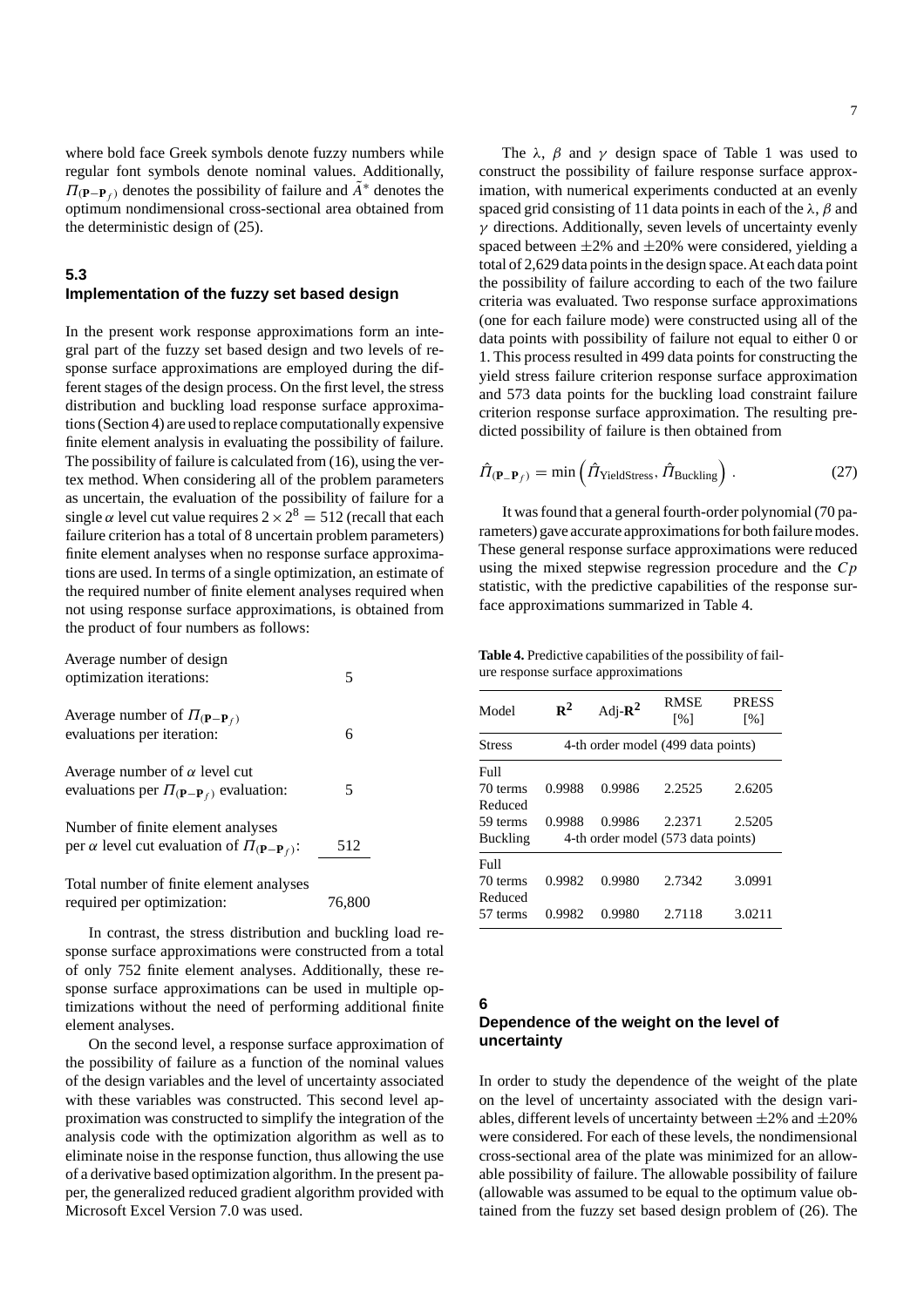where bold face Greek symbols denote fuzzy numbers while regular font symbols denote nominal values. Additionally, $\Pi_{(\mathbf{P}-\mathbf{P}_f)}$ denotes the possibility of failure and $\tilde{A}^*$ denotes the optimum nondimensional cross-sectional area obtained from the deterministic design of (25).

## 5.3 Implementation of the fuzzy set based design

In the present work response approximations form an integral part of the fuzzy set based design and two levels of response surface approximations are employed during the different stages of the design process. On the first level, the stress distribution and buckling load response surface approximations (Section 4) are used to replace computationally expensive finite element analysis in evaluating the possibility of failure. The possibility of failure is calculated from (16), using the vertex method. When considering all of the problem parameters as uncertain, the evaluation of the possibility of failure for a single $\alpha$ level cut value requires $2 \times 2^8 = 512$ (recall that each failure criterion has a total of 8 uncertain problem parameters) finite element analyses when no response surface approximations are used. In terms of a single optimization, an estimate of the required number of finite element analyses required when not using response surface approximations, is obtained from the product of four numbers as follows:

| | |
|---|---|
| Average number of design optimization iterations: | 5 |
| Average number of $\Pi_{(\mathbf{P}-\mathbf{P}_f)}$ evaluations per iteration: | 6 |
| Average number of $\alpha$ level cut evaluations per $\Pi_{(\mathbf{P}-\mathbf{P}_f)}$ evaluation: | 5 |
| Number of finite element analyses per $\alpha$ level cut evaluation of $\Pi_{(\mathbf{P}-\mathbf{P}_f)}$: | 512 |
| Total number of finite element analyses required per optimization: | 76,800 |

In contrast, the stress distribution and buckling load response surface approximations were constructed from a total of only 752 finite element analyses. Additionally, these response surface approximations can be used in multiple optimizations without the need of performing additional finite element analyses.

On the second level, a response surface approximation of the possibility of failure as a function of the nominal values of the design variables and the level of uncertainty associated with these variables was constructed. This second level approximation was constructed to simplify the integration of the analysis code with the optimization algorithm as well as to eliminate noise in the response function, thus allowing the use of a derivative based optimization algorithm. In the present paper, the generalized reduced gradient algorithm provided with Microsoft Excel Version 7.0 was used.

The $\lambda$, $\beta$ and $\gamma$ design space of Table 1 was used to construct the possibility of failure response surface approximation, with numerical experiments conducted at an evenly spaced grid consisting of 11 data points in each of the $\lambda$, $\beta$ and $\gamma$ directions. Additionally, seven levels of uncertainty evenly spaced between $\pm 2\%$ and $\pm 20\%$ were considered, yielding a total of 2,629 data points in the design space. At each data point the possibility of failure according to each of the two failure criteria was evaluated. Two response surface approximations (one for each failure mode) were constructed using all of the data points with possibility of failure not equal to either 0 or 1. This process resulted in 499 data points for constructing the yield stress failure criterion response surface approximation and 573 data points for the buckling load constraint failure criterion response surface approximation. The resulting predicted possibility of failure is then obtained from

$$\hat{\Pi}_{(\mathbf{P}-\mathbf{P}_f)} = \min\left(\hat{\Pi}_{\text{YieldStress}}, \hat{\Pi}_{\text{Buckling}}\right) . \tag{27}$$

It was found that a general fourth-order polynomial (70 parameters) gave accurate approximations for both failure modes. These general response surface approximations were reduced using the mixed stepwise regression procedure and the $Cp$ statistic, with the predictive capabilities of the response surface approximations summarized in Table 4.

**Table 4.** Predictive capabilities of the possibility of failure response surface approximations

| Model | $\mathbf{R}^2$ | Adj-$\mathbf{R}^2$ | RMSE [%] | PRESS [%] |
|---|---|---|---|---|
| Stress | 4-th order model (499 data points) | | | |
| Full 70 terms | 0.9988 | 0.9986 | 2.2525 | 2.6205 |
| Reduced 59 terms | 0.9988 | 0.9986 | 2.2371 | 2.5205 |
| Buckling | 4-th order model (573 data points) | | | |
| Full 70 terms | 0.9982 | 0.9980 | 2.7342 | 3.0991 |
| Reduced 57 terms | 0.9982 | 0.9980 | 2.7118 | 3.0211 |

# 6 Dependence of the weight on the level of uncertainty

In order to study the dependence of the weight of the plate on the level of uncertainty associated with the design variables, different levels of uncertainty between $\pm 2\%$ and $\pm 20\%$ were considered. For each of these levels, the nondimensional cross-sectional area of the plate was minimized for an allowable possibility of failure (allowable was assumed to be equal to the optimum value obtained from the fuzzy set based design problem of (26). The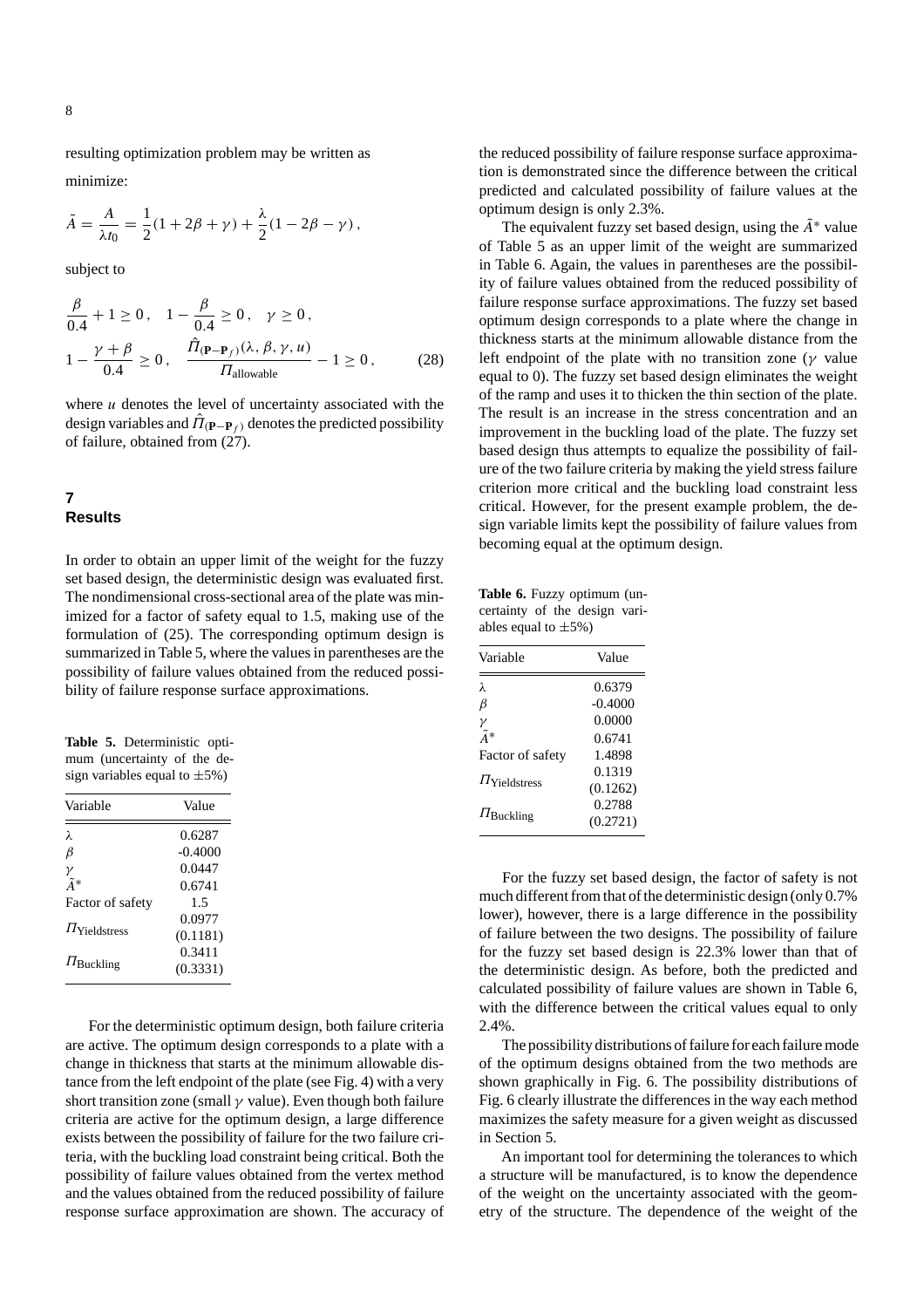resulting optimization problem may be written as

minimize:

$$\tilde{A} = \frac{A}{\lambda t_0} = \frac{1}{2}(1 + 2\beta + \gamma) + \frac{\lambda}{2}(1 - 2\beta - \gamma)\,,$$

subject to

$$\frac{\beta}{0.4} + 1 \geq 0\,, \quad 1 - \frac{\beta}{0.4} \geq 0\,, \quad \gamma \geq 0\,,$$
$$1 - \frac{\gamma + \beta}{0.4} \geq 0\,, \quad \frac{\hat{\Pi}_{(\mathbf{P}-\mathbf{P}_f)}(\lambda, \beta, \gamma, u)}{\Pi_{\text{allowable}}} - 1 \geq 0\,, \qquad (28)$$

where $u$ denotes the level of uncertainty associated with the design variables and $\hat{\Pi}_{(\mathbf{P}-\mathbf{P}_f)}$ denotes the predicted possibility of failure, obtained from (27).

## 7 Results

In order to obtain an upper limit of the weight for the fuzzy set based design, the deterministic design was evaluated first. The nondimensional cross-sectional area of the plate was minimized for a factor of safety equal to 1.5, making use of the formulation of (25). The corresponding optimum design is summarized in Table 5, where the values in parentheses are the possibility of failure values obtained from the reduced possibility of failure response surface approximations.

**Table 5.** Deterministic optimum (uncertainty of the design variables equal to $\pm 5\%$)

| Variable | Value |
|---|---|
| $\lambda$ | 0.6287 |
| $\beta$ | -0.4000 |
| $\gamma$ | 0.0447 |
| $\tilde{A}^*$ | 0.6741 |
| Factor of safety | 1.5 |
| $\Pi_{\text{Yieldstress}}$ | 0.0977 (0.1181) |
| $\Pi_{\text{Buckling}}$ | 0.3411 (0.3331) |

For the deterministic optimum design, both failure criteria are active. The optimum design corresponds to a plate with a change in thickness that starts at the minimum allowable distance from the left endpoint of the plate (see Fig. 4) with a very short transition zone (small $\gamma$ value). Even though both failure criteria are active for the optimum design, a large difference exists between the possibility of failure for the two failure criteria, with the buckling load constraint being critical. Both the possibility of failure values obtained from the vertex method and the values obtained from the reduced possibility of failure response surface approximation are shown. The accuracy of the reduced possibility of failure response surface approximation is demonstrated since the difference between the critical predicted and calculated possibility of failure values at the optimum design is only 2.3%.

The equivalent fuzzy set based design, using the $\tilde{A}^*$ value of Table 5 as an upper limit of the weight are summarized in Table 6. Again, the values in parentheses are the possibility of failure values obtained from the reduced possibility of failure response surface approximations. The fuzzy set based optimum design corresponds to a plate where the change in thickness starts at the minimum allowable distance from the left endpoint of the plate with no transition zone ($\gamma$ value equal to 0). The fuzzy set based design eliminates the weight of the ramp and uses it to thicken the thin section of the plate. The result is an increase in the stress concentration and an improvement in the buckling load of the plate. The fuzzy set based design thus attempts to equalize the possibility of failure of the two failure criteria by making the yield stress failure criterion more critical and the buckling load constraint less critical. However, for the present example problem, the design variable limits kept the possibility of failure values from becoming equal at the optimum design.

**Table 6.** Fuzzy optimum (uncertainty of the design variables equal to $\pm 5\%$)

| Variable | Value |
|---|---|
| $\lambda$ | 0.6379 |
| $\beta$ | -0.4000 |
| $\gamma$ | 0.0000 |
| $\tilde{A}^*$ | 0.6741 |
| Factor of safety | 1.4898 |
| $\Pi_{\text{Yieldstress}}$ | 0.1319 (0.1262) |
| $\Pi_{\text{Buckling}}$ | 0.2788 (0.2721) |

For the fuzzy set based design, the factor of safety is not much different from that of the deterministic design (only 0.7% lower), however, there is a large difference in the possibility of failure between the two designs. The possibility of failure for the fuzzy set based design is 22.3% lower than that of the deterministic design. As before, both the predicted and calculated possibility of failure values are shown in Table 6, with the difference between the critical values equal to only 2.4%.

The possibility distributions of failure for each failure mode of the optimum designs obtained from the two methods are shown graphically in Fig. 6. The possibility distributions of Fig. 6 clearly illustrate the differences in the way each method maximizes the safety measure for a given weight as discussed in Section 5.

An important tool for determining the tolerances to which a structure will be manufactured, is to know the dependence of the weight on the uncertainty associated with the geometry of the structure. The dependence of the weight of the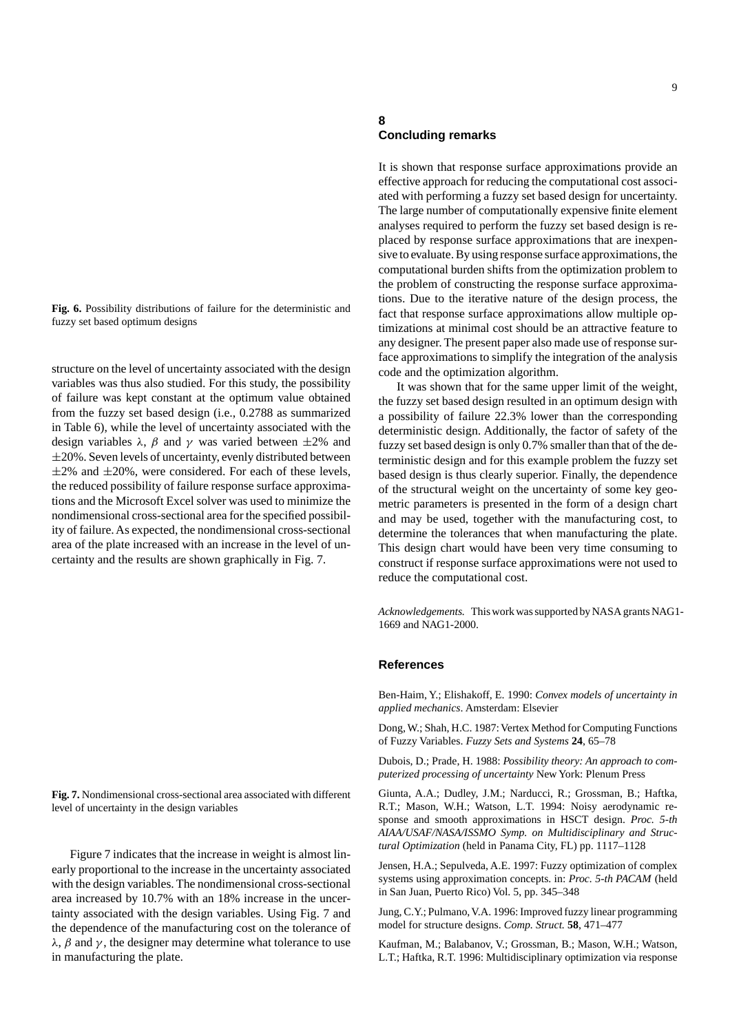**Fig. 6.** Possibility distributions of failure for the deterministic and fuzzy set based optimum designs

structure on the level of uncertainty associated with the design variables was thus also studied. For this study, the possibility of failure was kept constant at the optimum value obtained from the fuzzy set based design (i.e., 0.2788 as summarized in Table 6), while the level of uncertainty associated with the design variables $\lambda$, $\beta$ and $\gamma$ was varied between $\pm 2\%$ and $\pm 20\%$. Seven levels of uncertainty, evenly distributed between $\pm 2\%$ and $\pm 20\%$, were considered. For each of these levels, the reduced possibility of failure response surface approximations and the Microsoft Excel solver was used to minimize the nondimensional cross-sectional area for the specified possibility of failure. As expected, the nondimensional cross-sectional area of the plate increased with an increase in the level of uncertainty and the results are shown graphically in Fig. 7.

**Fig. 7.** Nondimensional cross-sectional area associated with different level of uncertainty in the design variables

Figure 7 indicates that the increase in weight is almost linearly proportional to the increase in the uncertainty associated with the design variables. The nondimensional cross-sectional area increased by 10.7% with an 18% increase in the uncertainty associated with the design variables. Using Fig. 7 and the dependence of the manufacturing cost on the tolerance of $\lambda$, $\beta$ and $\gamma$, the designer may determine what tolerance to use in manufacturing the plate.

## 8 Concluding remarks

It is shown that response surface approximations provide an effective approach for reducing the computational cost associated with performing a fuzzy set based design for uncertainty. The large number of computationally expensive finite element analyses required to perform the fuzzy set based design is replaced by response surface approximations that are inexpensive to evaluate. By using response surface approximations, the computational burden shifts from the optimization problem to the problem of constructing the response surface approximations. Due to the iterative nature of the design process, the fact that response surface approximations allow multiple optimizations at minimal cost should be an attractive feature to any designer. The present paper also made use of response surface approximations to simplify the integration of the analysis code and the optimization algorithm.

It was shown that for the same upper limit of the weight, the fuzzy set based design resulted in an optimum design with a possibility of failure 22.3% lower than the corresponding deterministic design. Additionally, the factor of safety of the fuzzy set based design is only 0.7% smaller than that of the deterministic design and for this example problem the fuzzy set based design is thus clearly superior. Finally, the dependence of the structural weight on the uncertainty of some key geometric parameters is presented in the form of a design chart and may be used, together with the manufacturing cost, to determine the tolerances that when manufacturing the plate. This design chart would have been very time consuming to construct if response surface approximations were not used to reduce the computational cost.

*Acknowledgements.* This work was supported by NASA grants NAG1-1669 and NAG1-2000.

## References

Ben-Haim, Y.; Elishakoff, E. 1990: *Convex models of uncertainty in applied mechanics*. Amsterdam: Elsevier

Dong, W.; Shah, H.C. 1987: Vertex Method for Computing Functions of Fuzzy Variables. *Fuzzy Sets and Systems* **24**, 65–78

Dubois, D.; Prade, H. 1988: *Possibility theory: An approach to computerized processing of uncertainty* New York: Plenum Press

Giunta, A.A.; Dudley, J.M.; Narducci, R.; Grossman, B.; Haftka, R.T.; Mason, W.H.; Watson, L.T. 1994: Noisy aerodynamic response and smooth approximations in HSCT design. *Proc. 5-th AIAA/USAF/NASA/ISSMO Symp. on Multidisciplinary and Structural Optimization* (held in Panama City, FL) pp. 1117–1128

Jensen, H.A.; Sepulveda, A.E. 1997: Fuzzy optimization of complex systems using approximation concepts. in: *Proc. 5-th PACAM* (held in San Juan, Puerto Rico) Vol. 5, pp. 345–348

Jung, C.Y.; Pulmano, V.A. 1996: Improved fuzzy linear programming model for structure designs. *Comp. Struct.* **58**, 471–477

Kaufman, M.; Balabanov, V.; Grossman, B.; Mason, W.H.; Watson, L.T.; Haftka, R.T. 1996: Multidisciplinary optimization via response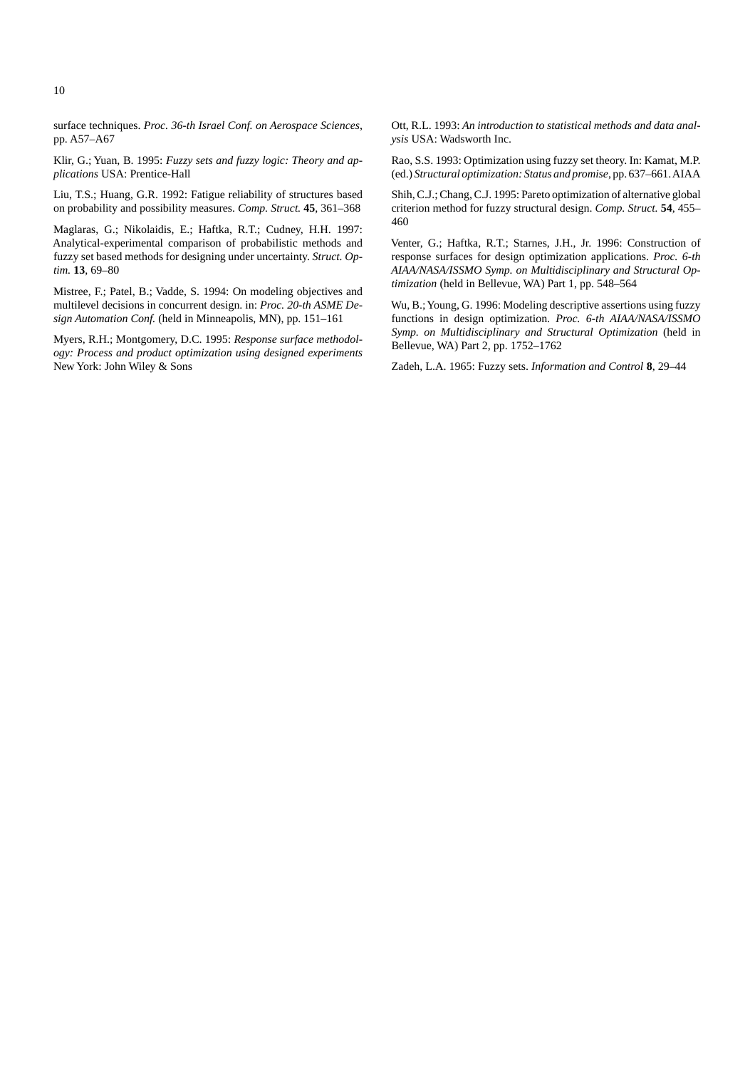surface techniques. *Proc. 36-th Israel Conf. on Aerospace Sciences*, pp. A57–A67

Klir, G.; Yuan, B. 1995: *Fuzzy sets and fuzzy logic: Theory and applications* USA: Prentice-Hall

Liu, T.S.; Huang, G.R. 1992: Fatigue reliability of structures based on probability and possibility measures. *Comp. Struct.* **45**, 361–368

Maglaras, G.; Nikolaidis, E.; Haftka, R.T.; Cudney, H.H. 1997: Analytical-experimental comparison of probabilistic methods and fuzzy set based methods for designing under uncertainty. *Struct. Optim.* **13**, 69–80

Mistree, F.; Patel, B.; Vadde, S. 1994: On modeling objectives and multilevel decisions in concurrent design. in: *Proc. 20-th ASME Design Automation Conf.* (held in Minneapolis, MN), pp. 151–161

Myers, R.H.; Montgomery, D.C. 1995: *Response surface methodology: Process and product optimization using designed experiments* New York: John Wiley & Sons

Ott, R.L. 1993: *An introduction to statistical methods and data analysis* USA: Wadsworth Inc.

Rao, S.S. 1993: Optimization using fuzzy set theory. In: Kamat, M.P. (ed.) *Structural optimization: Status and promise*, pp. 637–661. AIAA

Shih, C.J.; Chang, C.J. 1995: Pareto optimization of alternative global criterion method for fuzzy structural design. *Comp. Struct.* **54**, 455–460

Venter, G.; Haftka, R.T.; Starnes, J.H., Jr. 1996: Construction of response surfaces for design optimization applications. *Proc. 6-th AIAA/NASA/ISSMO Symp. on Multidisciplinary and Structural Optimization* (held in Bellevue, WA) Part 1, pp. 548–564

Wu, B.; Young, G. 1996: Modeling descriptive assertions using fuzzy functions in design optimization. *Proc. 6-th AIAA/NASA/ISSMO Symp. on Multidisciplinary and Structural Optimization* (held in Bellevue, WA) Part 2, pp. 1752–1762

Zadeh, L.A. 1965: Fuzzy sets. *Information and Control* **8**, 29–44